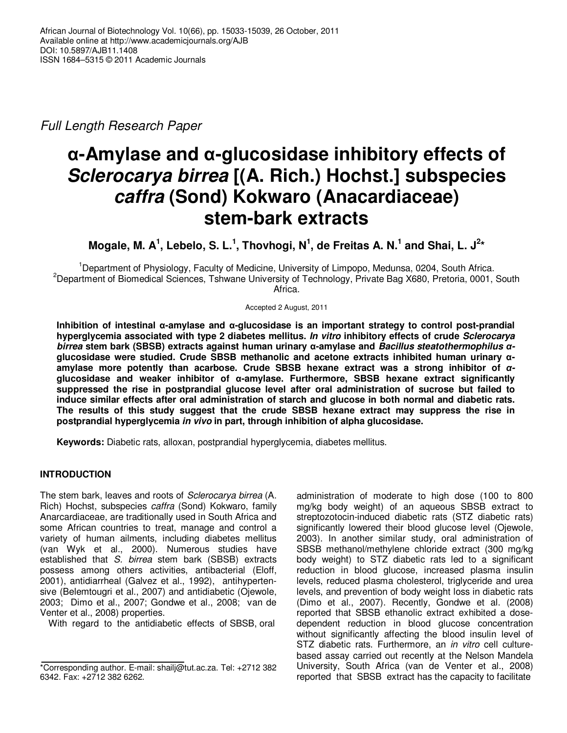Full Length Research Paper

# α-Amylase and α-glucosidase inhibitory effects of *Sclerocarya birrea* [(A. Rich.) Hochst.] subspecies *caffra* (Sond) Kokwaro (Anacardiaceae) stem-bark extracts

**Mogale, M. A[1], Lebelo, S. L.[1], Thovhogi, N[1], de Freitas A. N.[1] and Shai, L. J[2]***

[1]Department of Physiology, Faculty of Medicine, University of Limpopo, Medunsa, 0204, South Africa.
[2]Department of Biomedical Sciences, Tshwane University of Technology, Private Bag X680, Pretoria, 0001, South Africa.

Accepted 2 August, 2011

**Inhibition of intestinal α-amylase and α-glucosidase is an important strategy to control post-prandial hyperglycemia associated with type 2 diabetes mellitus. *In vitro* inhibitory effects of crude *Sclerocarya birrea* stem bark (SBSB) extracts against human urinary α-amylase and *Bacillus steatothermophilus* α-glucosidase were studied. Crude SBSB methanolic and acetone extracts inhibited human urinary α-amylase more potently than acarbose. Crude SBSB hexane extract was a strong inhibitor of α-glucosidase and weaker inhibitor of α-amylase. Furthermore, SBSB hexane extract significantly suppressed the rise in postprandial glucose level after oral administration of sucrose but failed to induce similar effects after oral administration of starch and glucose in both normal and diabetic rats. The results of this study suggest that the crude SBSB hexane extract may suppress the rise in postprandial hyperglycemia *in vivo* in part, through inhibition of alpha glucosidase.**

**Keywords:** Diabetic rats, alloxan, postprandial hyperglycemia, diabetes mellitus.

## INTRODUCTION

The stem bark, leaves and roots of *Sclerocarya birrea* (A. Rich) Hochst, subspecies *caffra* (Sond) Kokwaro, family Anarcardiaceae, are traditionally used in South Africa and some African countries to treat, manage and control a variety of human ailments, including diabetes mellitus (van Wyk et al., 2000). Numerous studies have established that *S. birrea* stem bark (SBSB) extracts possess among others activities, antibacterial (Eloff, 2001), antidiarrheal (Galvez et al., 1992), antihypertensive (Belemtougri et al., 2007) and antidiabetic (Ojewole, 2003; Dimo et al., 2007; Gondwe et al., 2008; van de Venter et al., 2008) properties.

With regard to the antidiabetic effects of SBSB, oral administration of moderate to high dose (100 to 800 mg/kg body weight) of an aqueous SBSB extract to streptozotocin-induced diabetic rats (STZ diabetic rats) significantly lowered their blood glucose level (Ojewole, 2003). In another similar study, oral administration of SBSB methanol/methylene chloride extract (300 mg/kg body weight) to STZ diabetic rats led to a significant reduction in blood glucose, increased plasma insulin levels, reduced plasma cholesterol, triglyceride and urea levels, and prevention of body weight loss in diabetic rats (Dimo et al., 2007). Recently, Gondwe et al. (2008) reported that SBSB ethanolic extract exhibited a dose-dependent reduction in blood glucose concentration without significantly affecting the blood insulin level of STZ diabetic rats. Furthermore, an *in vitro* cell culture-based assay carried out recently at the Nelson Mandela University, South Africa (van de Venter et al., 2008) reported that SBSB extract has the capacity to facilitate

*Corresponding author. E-mail: shailj@tut.ac.za. Tel: +2712 382 6342. Fax: +2712 382 6262.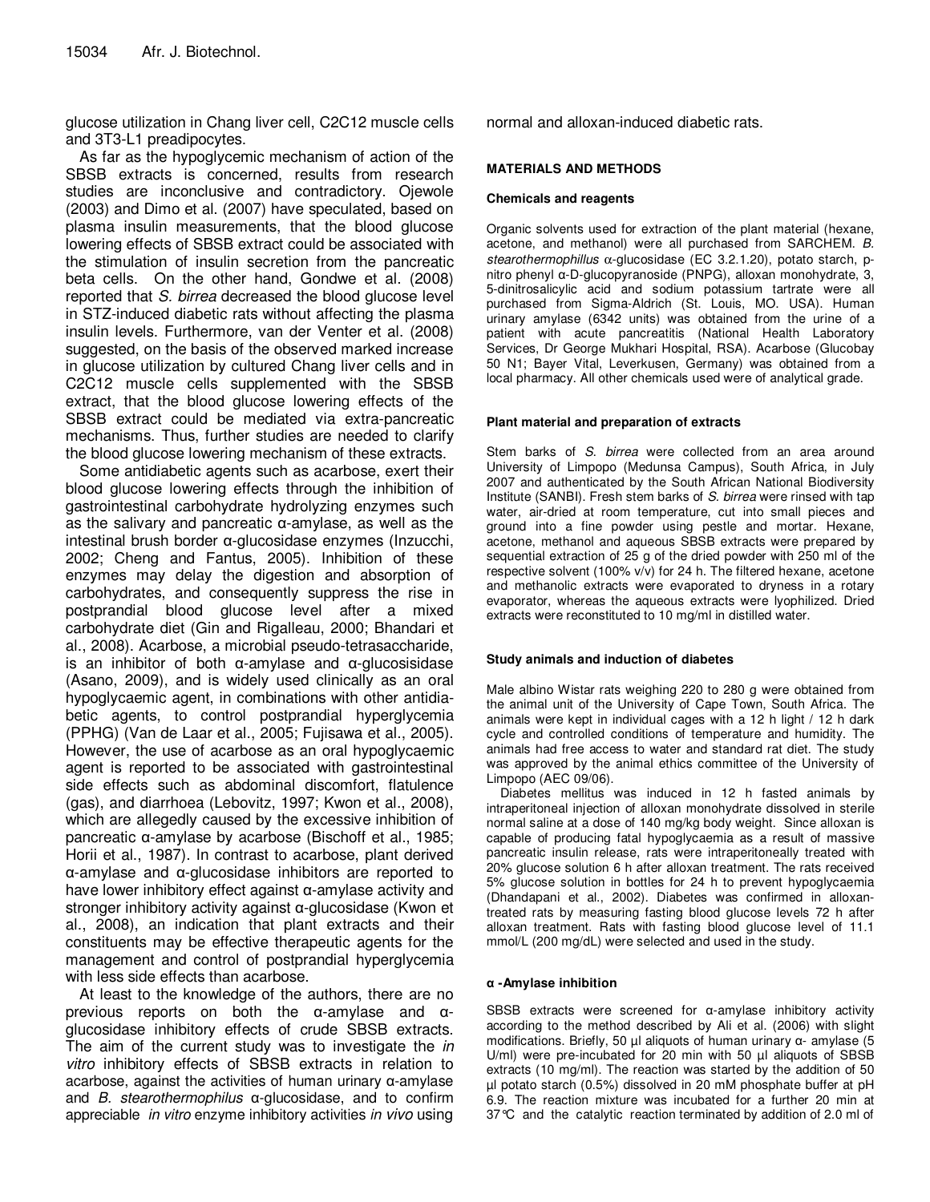glucose utilization in Chang liver cell, C2C12 muscle cells and 3T3-L1 preadipocytes.

As far as the hypoglycemic mechanism of action of the SBSB extracts is concerned, results from research studies are inconclusive and contradictory. Ojewole (2003) and Dimo et al. (2007) have speculated, based on plasma insulin measurements, that the blood glucose lowering effects of SBSB extract could be associated with the stimulation of insulin secretion from the pancreatic beta cells. On the other hand, Gondwe et al. (2008) reported that *S. birrea* decreased the blood glucose level in STZ-induced diabetic rats without affecting the plasma insulin levels. Furthermore, van der Venter et al. (2008) suggested, on the basis of the observed marked increase in glucose utilization by cultured Chang liver cells and in C2C12 muscle cells supplemented with the SBSB extract, that the blood glucose lowering effects of the SBSB extract could be mediated via extra-pancreatic mechanisms. Thus, further studies are needed to clarify the blood glucose lowering mechanism of these extracts.

Some antidiabetic agents such as acarbose, exert their blood glucose lowering effects through the inhibition of gastrointestinal carbohydrate hydrolyzing enzymes such as the salivary and pancreatic α-amylase, as well as the intestinal brush border α-glucosidase enzymes (Inzucchi, 2002; Cheng and Fantus, 2005). Inhibition of these enzymes may delay the digestion and absorption of carbohydrates, and consequently suppress the rise in postprandial blood glucose level after a mixed carbohydrate diet (Gin and Rigalleau, 2000; Bhandari et al., 2008). Acarbose, a microbial pseudo-tetrasaccharide, is an inhibitor of both α-amylase and α-glucosisidase (Asano, 2009), and is widely used clinically as an oral hypoglycaemic agent, in combinations with other antidiabetic agents, to control postprandial hyperglycemia (PPHG) (Van de Laar et al., 2005; Fujisawa et al., 2005). However, the use of acarbose as an oral hypoglycaemic agent is reported to be associated with gastrointestinal side effects such as abdominal discomfort, flatulence (gas), and diarrhoea (Lebovitz, 1997; Kwon et al., 2008), which are allegedly caused by the excessive inhibition of pancreatic α-amylase by acarbose (Bischoff et al., 1985; Horii et al., 1987). In contrast to acarbose, plant derived α-amylase and α-glucosidase inhibitors are reported to have lower inhibitory effect against α-amylase activity and stronger inhibitory activity against α-glucosidase (Kwon et al., 2008), an indication that plant extracts and their constituents may be effective therapeutic agents for the management and control of postprandial hyperglycemia with less side effects than acarbose.

At least to the knowledge of the authors, there are no previous reports on both the α-amylase and α-glucosidase inhibitory effects of crude SBSB extracts. The aim of the current study was to investigate the *in vitro* inhibitory effects of SBSB extracts in relation to acarbose, against the activities of human urinary α-amylase and *B. stearothermophilus* α-glucosidase, and to confirm appreciable *in vitro* enzyme inhibitory activities *in vivo* using normal and alloxan-induced diabetic rats.

## MATERIALS AND METHODS

### Chemicals and reagents

Organic solvents used for extraction of the plant material (hexane, acetone, and methanol) were all purchased from SARCHEM. *B. stearothermophillus* α-glucosidase (EC 3.2.1.20), potato starch, p-nitro phenyl α-D-glucopyranoside (PNPG), alloxan monohydrate, 3, 5-dinitrosalicylic acid and sodium potassium tartrate were all purchased from Sigma-Aldrich (St. Louis, MO. USA). Human urinary amylase (6342 units) was obtained from the urine of a patient with acute pancreatitis (National Health Laboratory Services, Dr George Mukhari Hospital, RSA). Acarbose (Glucobay 50 N1; Bayer Vital, Leverkusen, Germany) was obtained from a local pharmacy. All other chemicals used were of analytical grade.

### Plant material and preparation of extracts

Stem barks of *S. birrea* were collected from an area around University of Limpopo (Medunsa Campus), South Africa, in July 2007 and authenticated by the South African National Biodiversity Institute (SANBI). Fresh stem barks of *S. birrea* were rinsed with tap water, air-dried at room temperature, cut into small pieces and ground into a fine powder using pestle and mortar. Hexane, acetone, methanol and aqueous SBSB extracts were prepared by sequential extraction of 25 g of the dried powder with 250 ml of the respective solvent (100% v/v) for 24 h. The filtered hexane, acetone and methanolic extracts were evaporated to dryness in a rotary evaporator, whereas the aqueous extracts were lyophilized. Dried extracts were reconstituted to 10 mg/ml in distilled water.

### Study animals and induction of diabetes

Male albino Wistar rats weighing 220 to 280 g were obtained from the animal unit of the University of Cape Town, South Africa. The animals were kept in individual cages with a 12 h light / 12 h dark cycle and controlled conditions of temperature and humidity. The animals had free access to water and standard rat diet. The study was approved by the animal ethics committee of the University of Limpopo (AEC 09/06).

Diabetes mellitus was induced in 12 h fasted animals by intraperitoneal injection of alloxan monohydrate dissolved in sterile normal saline at a dose of 140 mg/kg body weight. Since alloxan is capable of producing fatal hypoglycaemia as a result of massive pancreatic insulin release, rats were intraperitoneally treated with 20% glucose solution 6 h after alloxan treatment. The rats received 5% glucose solution in bottles for 24 h to prevent hypoglycaemia (Dhandapani et al., 2002). Diabetes was confirmed in alloxan-treated rats by measuring fasting blood glucose levels 72 h after alloxan treatment. Rats with fasting blood glucose level of 11.1 mmol/L (200 mg/dL) were selected and used in the study.

### α -Amylase inhibition

SBSB extracts were screened for α-amylase inhibitory activity according to the method described by Ali et al. (2006) with slight modifications. Briefly, 50 µl aliquots of human urinary α- amylase (5 U/ml) were pre-incubated for 20 min with 50 µl aliquots of SBSB extracts (10 mg/ml). The reaction was started by the addition of 50 µl potato starch (0.5%) dissolved in 20 mM phosphate buffer at pH 6.9. The reaction mixture was incubated for a further 20 min at 37°C and the catalytic reaction terminated by addition of 2.0 ml of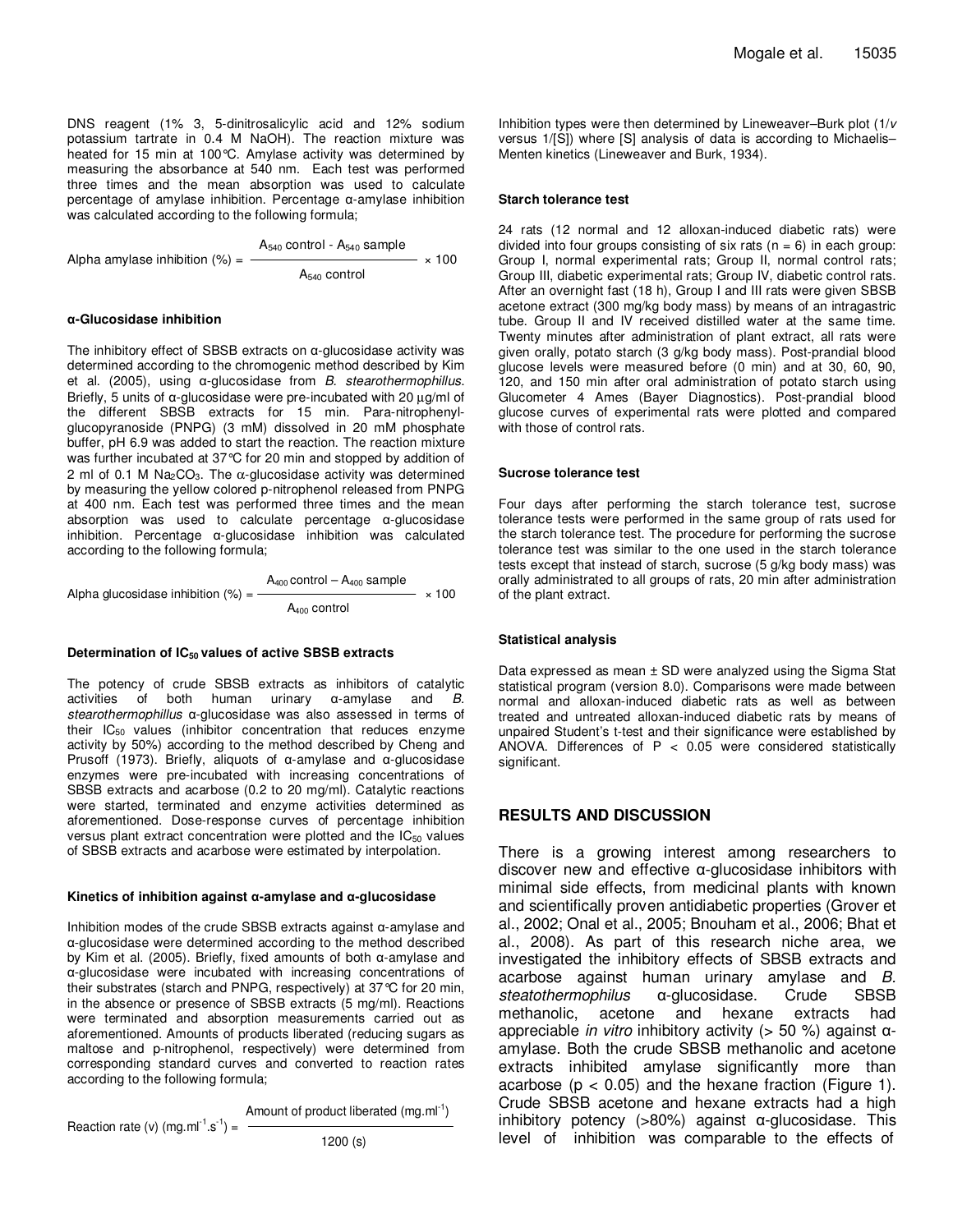DNS reagent (1% 3, 5-dinitrosalicylic acid and 12% sodium potassium tartrate in 0.4 M NaOH). The reaction mixture was heated for 15 min at 100°C. Amylase activity was determined by measuring the absorbance at 540 nm. Each test was performed three times and the mean absorption was used to calculate percentage of amylase inhibition. Percentage α-amylase inhibition was calculated according to the following formula;

$$\text{Alpha amylase inhibition (\%)} = \frac{A_{540}\ \text{control} - A_{540}\ \text{sample}}{A_{540}\ \text{control}} \times 100$$

#### α-Glucosidase inhibition

The inhibitory effect of SBSB extracts on α-glucosidase activity was determined according to the chromogenic method described by Kim et al. (2005), using α-glucosidase from *B. stearothermophillus*. Briefly, 5 units of α-glucosidase were pre-incubated with 20 µg/ml of the different SBSB extracts for 15 min. Para-nitrophenyl-glucopyranoside (PNPG) (3 mM) dissolved in 20 mM phosphate buffer, pH 6.9 was added to start the reaction. The reaction mixture was further incubated at 37°C for 20 min and stopped by addition of 2 ml of 0.1 M $Na_2CO_3$. The α-glucosidase activity was determined by measuring the yellow colored p-nitrophenol released from PNPG at 400 nm. Each test was performed three times and the mean absorption was used to calculate percentage α-glucosidase inhibition. Percentage α-glucosidase inhibition was calculated according to the following formula;

$$\text{Alpha glucosidase inhibition (\%)} = \frac{A_{400}\ \text{control} - A_{400}\ \text{sample}}{A_{400}\ \text{control}} \times 100$$

#### Determination of $IC_{50}$ values of active SBSB extracts

The potency of crude SBSB extracts as inhibitors of catalytic activities of both human urinary α-amylase and *B. stearothermophillus* α-glucosidase was also assessed in terms of their $IC_{50}$ values (inhibitor concentration that reduces enzyme activity by 50%) according to the method described by Cheng and Prusoff (1973). Briefly, aliquots of α-amylase and α-glucosidase enzymes were pre-incubated with increasing concentrations of SBSB extracts and acarbose (0.2 to 20 mg/ml). Catalytic reactions were started, terminated and enzyme activities determined as aforementioned. Dose-response curves of percentage inhibition versus plant extract concentration were plotted and the $IC_{50}$ values of SBSB extracts and acarbose were estimated by interpolation.

#### Kinetics of inhibition against α-amylase and α-glucosidase

Inhibition modes of the crude SBSB extracts against α-amylase and α-glucosidase were determined according to the method described by Kim et al. (2005). Briefly, fixed amounts of both α-amylase and α-glucosidase were incubated with increasing concentrations of their substrates (starch and PNPG, respectively) at 37°C for 20 min, in the absence or presence of SBSB extracts (5 mg/ml). Reactions were terminated and absorption measurements carried out as aforementioned. Amounts of products liberated (reducing sugars as maltose and p-nitrophenol, respectively) were determined from corresponding standard curves and converted to reaction rates according to the following formula;

$$\text{Reaction rate } (v)\ (\text{mg.ml}^{-1}.\text{s}^{-1}) = \frac{\text{Amount of product liberated (mg.ml}^{-1})}{1200\ (\text{s})}$$

Inhibition types were then determined by Lineweaver–Burk plot ($1/v$ versus $1/[S]$) where [S] analysis of data is according to Michaelis–Menten kinetics (Lineweaver and Burk, 1934).

#### Starch tolerance test

24 rats (12 normal and 12 alloxan-induced diabetic rats) were divided into four groups consisting of six rats (n = 6) in each group: Group I, normal experimental rats; Group II, normal control rats; Group III, diabetic experimental rats; Group IV, diabetic control rats. After an overnight fast (18 h), Group I and III rats were given SBSB acetone extract (300 mg/kg body mass) by means of an intragastric tube. Group II and IV received distilled water at the same time. Twenty minutes after administration of plant extract, all rats were given orally, potato starch (3 g/kg body mass). Post-prandial blood glucose levels were measured before (0 min) and at 30, 60, 90, 120, and 150 min after oral administration of potato starch using Glucometer 4 Ames (Bayer Diagnostics). Post-prandial blood glucose curves of experimental rats were plotted and compared with those of control rats.

#### Sucrose tolerance test

Four days after performing the starch tolerance test, sucrose tolerance tests were performed in the same group of rats used for the starch tolerance test. The procedure for performing the sucrose tolerance test was similar to the one used in the starch tolerance tests except that instead of starch, sucrose (5 g/kg body mass) was orally administrated to all groups of rats, 20 min after administration of the plant extract.

#### Statistical analysis

Data expressed as mean ± SD were analyzed using the Sigma Stat statistical program (version 8.0). Comparisons were made between normal and alloxan-induced diabetic rats as well as between treated and untreated alloxan-induced diabetic rats by means of unpaired Student's t-test and their significance were established by ANOVA. Differences of $P < 0.05$ were considered statistically significant.

## RESULTS AND DISCUSSION

There is a growing interest among researchers to discover new and effective α-glucosidase inhibitors with minimal side effects, from medicinal plants with known and scientifically proven antidiabetic properties (Grover et al., 2002; Onal et al., 2005; Bnouham et al., 2006; Bhat et al., 2008). As part of this research niche area, we investigated the inhibitory effects of SBSB extracts and acarbose against human urinary amylase and *B. steatothermophilus* α-glucosidase. Crude SBSB methanolic, acetone and hexane extracts had appreciable *in vitro* inhibitory activity (> 50 %) against α-amylase. Both the crude SBSB methanolic and acetone extracts inhibited amylase significantly more than acarbose ($p < 0.05$) and the hexane fraction (Figure 1). Crude SBSB acetone and hexane extracts had a high inhibitory potency (>80%) against α-glucosidase. This level of inhibition was comparable to the effects of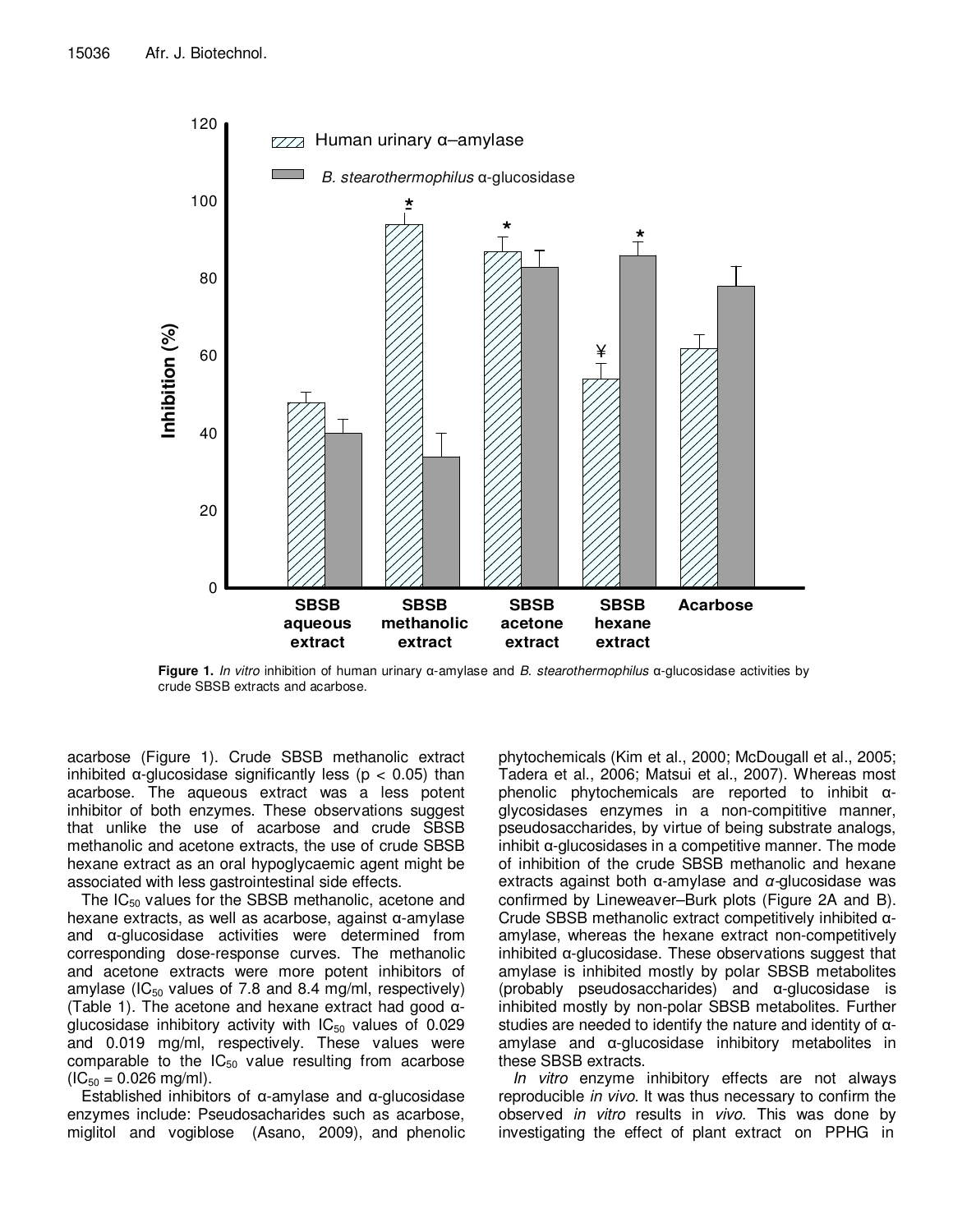**Figure 1.** *In vitro* inhibition of human urinary α-amylase and *B. stearothermophilus* α-glucosidase activities by crude SBSB extracts and acarbose.

acarbose (Figure 1). Crude SBSB methanolic extract inhibited α-glucosidase significantly less ($p < 0.05$) than acarbose. The aqueous extract was a less potent inhibitor of both enzymes. These observations suggest that unlike the use of acarbose and crude SBSB methanolic and acetone extracts, the use of crude SBSB hexane extract as an oral hypoglycaemic agent might be associated with less gastrointestinal side effects.

The $IC_{50}$ values for the SBSB methanolic, acetone and hexane extracts, as well as acarbose, against α-amylase and α-glucosidase activities were determined from corresponding dose-response curves. The methanolic and acetone extracts were more potent inhibitors of amylase ($IC_{50}$ values of 7.8 and 8.4 mg/ml, respectively) (Table 1). The acetone and hexane extract had good α-glucosidase inhibitory activity with $IC_{50}$ values of 0.029 and 0.019 mg/ml, respectively. These values were comparable to the $IC_{50}$ value resulting from acarbose ($IC_{50}$ = 0.026 mg/ml).

Established inhibitors of α-amylase and α-glucosidase enzymes include: Pseudosacharides such as acarbose, miglitol and vogiblose (Asano, 2009), and phenolic phytochemicals (Kim et al., 2000; McDougall et al., 2005; Tadera et al., 2006; Matsui et al., 2007). Whereas most phenolic phytochemicals are reported to inhibit α-glycosidases enzymes in a non-compititive manner, pseudosaccharides, by virtue of being substrate analogs, inhibit α-glucosidases in a competitive manner. The mode of inhibition of the crude SBSB methanolic and hexane extracts against both α-amylase and *α*-glucosidase was confirmed by Lineweaver–Burk plots (Figure 2A and B). Crude SBSB methanolic extract competitively inhibited α-amylase, whereas the hexane extract non-competitively inhibited α-glucosidase. These observations suggest that amylase is inhibited mostly by polar SBSB metabolites (probably pseudosaccharides) and α-glucosidase is inhibited mostly by non-polar SBSB metabolites. Further studies are needed to identify the nature and identity of α-amylase and α-glucosidase inhibitory metabolites in these SBSB extracts.

*In vitro* enzyme inhibitory effects are not always reproducible *in vivo*. It was thus necessary to confirm the observed *in vitro* results in *vivo*. This was done by investigating the effect of plant extract on PPHG in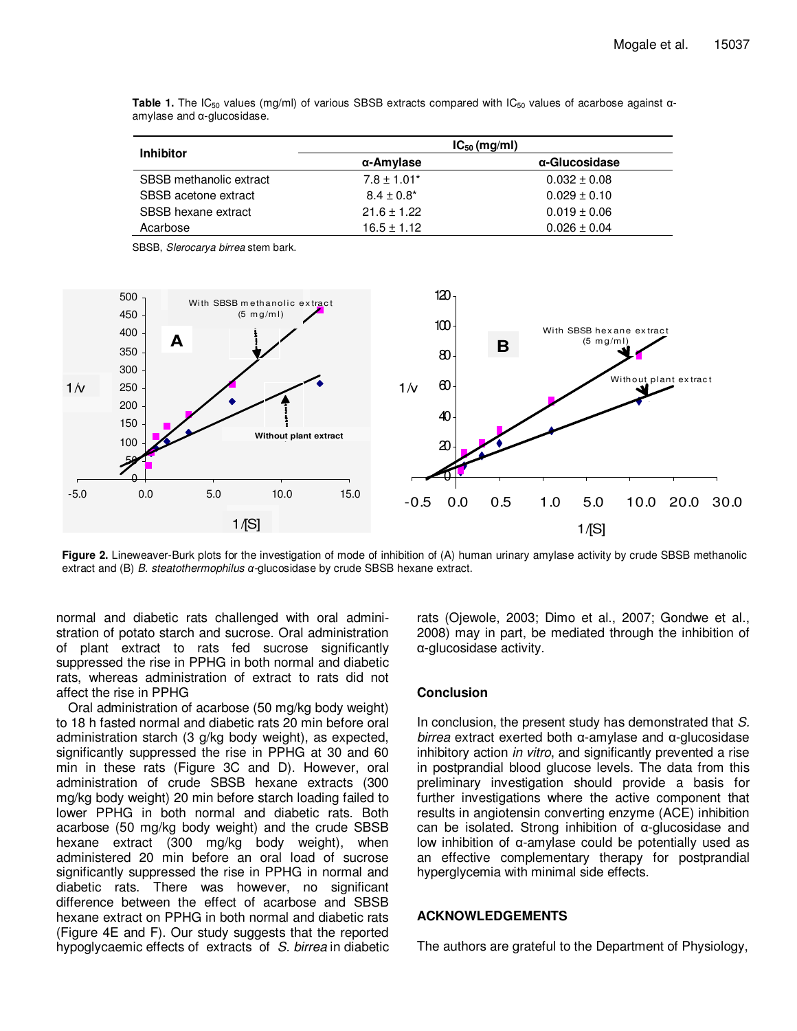**Table 1.** The $IC_{50}$ values (mg/ml) of various SBSB extracts compared with $IC_{50}$ values of acarbose against α-amylase and α-glucosidase.

| Inhibitor | $IC_{50}$ (mg/ml) | |
|---|---|---|
| | α-Amylase | α-Glucosidase |
| SBSB methanolic extract | 7.8 ± 1.01* | 0.032 ± 0.08 |
| SBSB acetone extract | 8.4 ± 0.8* | 0.029 ± 0.10 |
| SBSB hexane extract | 21.6 ± 1.22 | 0.019 ± 0.06 |
| Acarbose | 16.5 ± 1.12 | 0.026 ± 0.04 |

SBSB, *Slerocarya birrea* stem bark.

**Figure 2.** Lineweaver-Burk plots for the investigation of mode of inhibition of (A) human urinary amylase activity by crude SBSB methanolic extract and (B) *B. steatothermophilus* α-glucosidase by crude SBSB hexane extract.

normal and diabetic rats challenged with oral administration of potato starch and sucrose. Oral administration of plant extract to rats fed sucrose significantly suppressed the rise in PPHG in both normal and diabetic rats, whereas administration of extract to rats did not affect the rise in PPHG

Oral administration of acarbose (50 mg/kg body weight) to 18 h fasted normal and diabetic rats 20 min before oral administration starch (3 g/kg body weight), as expected, significantly suppressed the rise in PPHG at 30 and 60 min in these rats (Figure 3C and D). However, oral administration of crude SBSB hexane extracts (300 mg/kg body weight) 20 min before starch loading failed to lower PPHG in both normal and diabetic rats. Both acarbose (50 mg/kg body weight) and the crude SBSB hexane extract (300 mg/kg body weight), when administered 20 min before an oral load of sucrose significantly suppressed the rise in PPHG in normal and diabetic rats. There was however, no significant difference between the effect of acarbose and SBSB hexane extract on PPHG in both normal and diabetic rats (Figure 4E and F). Our study suggests that the reported hypoglycaemic effects of extracts of *S. birrea* in diabetic rats (Ojewole, 2003; Dimo et al., 2007; Gondwe et al., 2008) may in part, be mediated through the inhibition of α-glucosidase activity.

## Conclusion

In conclusion, the present study has demonstrated that *S. birrea* extract exerted both α-amylase and α-glucosidase inhibitory action *in vitro*, and significantly prevented a rise in postprandial blood glucose levels. The data from this preliminary investigation should provide a basis for further investigations where the active component that results in angiotensin converting enzyme (ACE) inhibition can be isolated. Strong inhibition of α-glucosidase and low inhibition of α-amylase could be potentially used as an effective complementary therapy for postprandial hyperglycemia with minimal side effects.

## ACKNOWLEDGEMENTS

The authors are grateful to the Department of Physiology,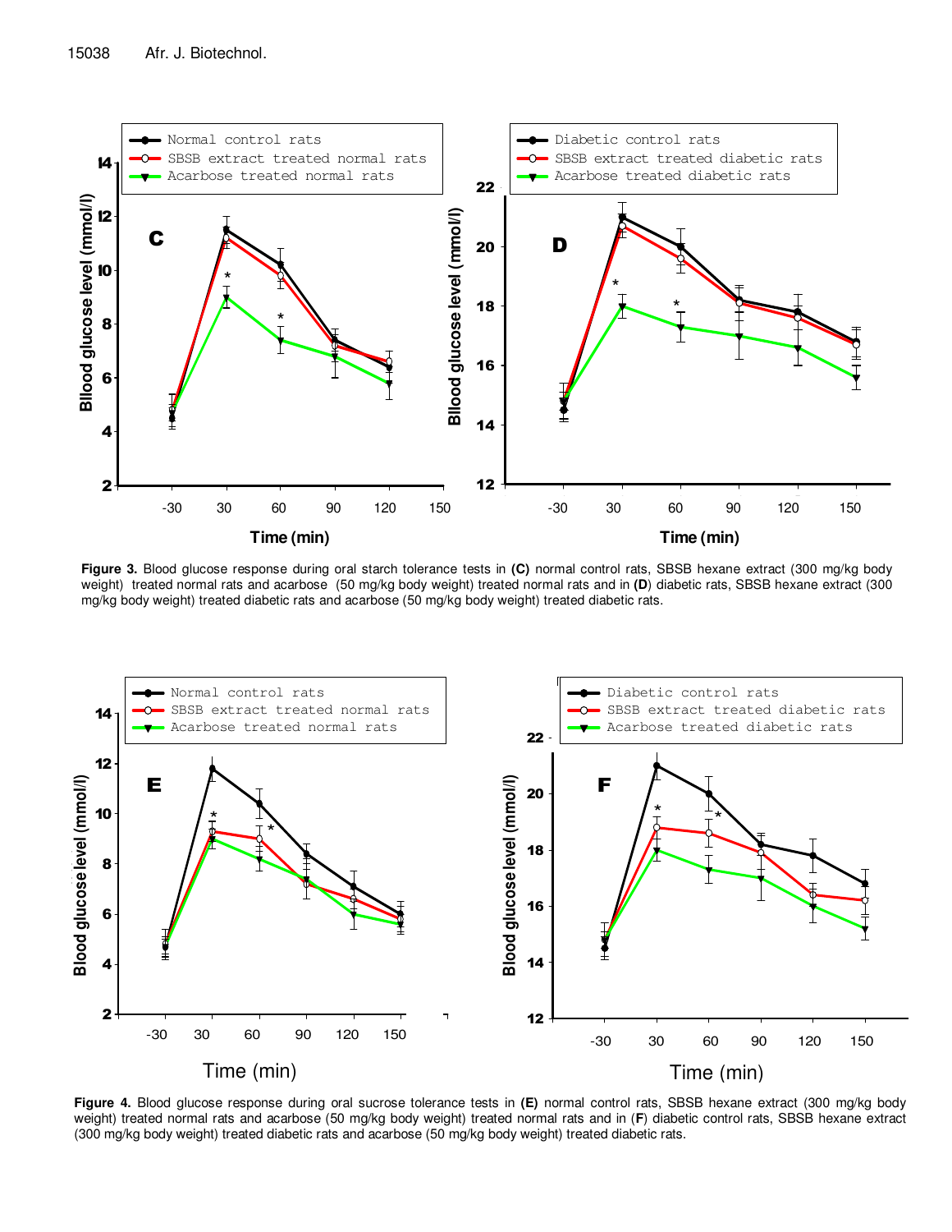Figure 3. Blood glucose response during oral starch tolerance tests in (C) normal control rats, SBSB hexane extract (300 mg/kg body weight) treated normal rats and acarbose (50 mg/kg body weight) treated normal rats and in (D) diabetic rats, SBSB hexane extract (300 mg/kg body weight) treated diabetic rats and acarbose (50 mg/kg body weight) treated diabetic rats.

Figure 4. Blood glucose response during oral sucrose tolerance tests in (E) normal control rats, SBSB hexane extract (300 mg/kg body weight) treated normal rats and acarbose (50 mg/kg body weight) treated normal rats and in (F) diabetic control rats, SBSB hexane extract (300 mg/kg body weight) treated diabetic rats and acarbose (50 mg/kg body weight) treated diabetic rats.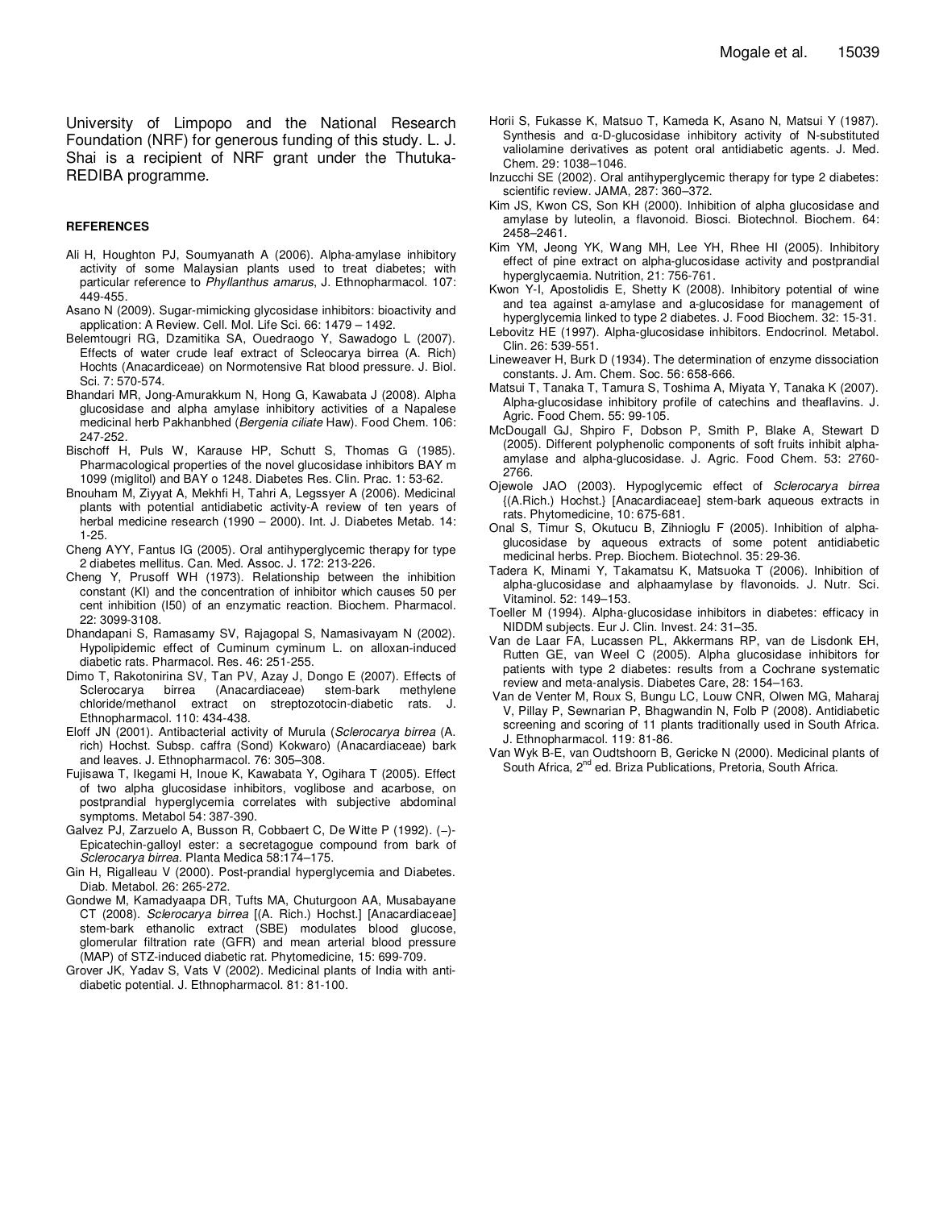University of Limpopo and the National Research Foundation (NRF) for generous funding of this study. L. J. Shai is a recipient of NRF grant under the Thutuka-REDIBA programme.

## REFERENCES

Ali H, Houghton PJ, Soumyanath A (2006). Alpha-amylase inhibitory activity of some Malaysian plants used to treat diabetes; with particular reference to *Phyllanthus amarus*, J. Ethnopharmacol. 107: 449-455.

Asano N (2009). Sugar-mimicking glycosidase inhibitors: bioactivity and application: A Review. Cell. Mol. Life Sci. 66: 1479 – 1492.

Belemtougri RG, Dzamitika SA, Ouedraogo Y, Sawadogo L (2007). Effects of water crude leaf extract of Scleocarya birrea (A. Rich) Hochts (Anacardiceae) on Normotensive Rat blood pressure. J. Biol. Sci. 7: 570-574.

Bhandari MR, Jong-Amurakkum N, Hong G, Kawabata J (2008). Alpha glucosidase and alpha amylase inhibitory activities of a Napalese medicinal herb Pakhanbhed (*Bergenia ciliate* Haw). Food Chem. 106: 247-252.

Bischoff H, Puls W, Karause HP, Schutt S, Thomas G (1985). Pharmacological properties of the novel glucosidase inhibitors BAY m 1099 (miglitol) and BAY o 1248. Diabetes Res. Clin. Prac. 1: 53-62.

Bnouham M, Ziyyat A, Mekhfi H, Tahri A, Legssyer A (2006). Medicinal plants with potential antidiabetic activity-A review of ten years of herbal medicine research (1990 – 2000). Int. J. Diabetes Metab. 14: 1-25.

Cheng AYY, Fantus IG (2005). Oral antihyperglycemic therapy for type 2 diabetes mellitus. Can. Med. Assoc. J. 172: 213-226.

Cheng Y, Prusoff WH (1973). Relationship between the inhibition constant (KI) and the concentration of inhibitor which causes 50 per cent inhibition (I50) of an enzymatic reaction. Biochem. Pharmacol. 22: 3099-3108.

Dhandapani S, Ramasamy SV, Rajagopal S, Namasivayam N (2002). Hypolipidemic effect of Cuminum cyminum L. on alloxan-induced diabetic rats. Pharmacol. Res. 46: 251-255.

Dimo T, Rakotonirina SV, Tan PV, Azay J, Dongo E (2007). Effects of Sclerocarya birrea (Anacardiaceae) stem-bark methylene chloride/methanol extract on streptozotocin-diabetic rats. J. Ethnopharmacol. 110: 434-438.

Eloff JN (2001). Antibacterial activity of Murula (*Sclerocarya birrea* (A. rich) Hochst. Subsp. caffra (Sond) Kokwaro) (Anacardiaceae) bark and leaves. J. Ethnopharmacol. 76: 305–308.

Fujisawa T, Ikegami H, Inoue K, Kawabata Y, Ogihara T (2005). Effect of two alpha glucosidase inhibitors, voglibose and acarbose, on postprandial hyperglycemia correlates with subjective abdominal symptoms. Metabol 54: 387-390.

Galvez PJ, Zarzuelo A, Busson R, Cobbaert C, De Witte P (1992). (–)-Epicatechin-galloyl ester: a secretagogue compound from bark of *Sclerocarya birrea*. Planta Medica 58:174–175.

Gin H, Rigalleau V (2000). Post-prandial hyperglycemia and Diabetes. Diab. Metabol. 26: 265-272.

Gondwe M, Kamadyaapa DR, Tufts MA, Chuturgoon AA, Musabayane CT (2008). *Sclerocarya birrea* [(A. Rich.) Hochst.] [Anacardiaceae] stem-bark ethanolic extract (SBE) modulates blood glucose, glomerular filtration rate (GFR) and mean arterial blood pressure (MAP) of STZ-induced diabetic rat. Phytomedicine, 15: 699-709.

Grover JK, Yadav S, Vats V (2002). Medicinal plants of India with anti-diabetic potential. J. Ethnopharmacol. 81: 81-100.

Horii S, Fukasse K, Matsuo T, Kameda K, Asano N, Matsui Y (1987). Synthesis and α-D-glucosidase inhibitory activity of N-substituted valiolamine derivatives as potent oral antidiabetic agents. J. Med. Chem. 29: 1038–1046.

Inzucchi SE (2002). Oral antihyperglycemic therapy for type 2 diabetes: scientific review. JAMA, 287: 360–372.

Kim JS, Kwon CS, Son KH (2000). Inhibition of alpha glucosidase and amylase by luteolin, a flavonoid. Biosci. Biotechnol. Biochem. 64: 2458–2461.

Kim YM, Jeong YK, Wang MH, Lee YH, Rhee HI (2005). Inhibitory effect of pine extract on alpha-glucosidase activity and postprandial hyperglycaemia. Nutrition, 21: 756-761.

Kwon Y-I, Apostolidis E, Shetty K (2008). Inhibitory potential of wine and tea against a-amylase and a-glucosidase for management of hyperglycemia linked to type 2 diabetes. J. Food Biochem. 32: 15-31.

Lebovitz HE (1997). Alpha-glucosidase inhibitors. Endocrinol. Metabol. Clin. 26: 539-551.

Lineweaver H, Burk D (1934). The determination of enzyme dissociation constants. J. Am. Chem. Soc. 56: 658-666.

Matsui T, Tanaka T, Tamura S, Toshima A, Miyata Y, Tanaka K (2007). Alpha-glucosidase inhibitory profile of catechins and theaflavins. J. Agric. Food Chem. 55: 99-105.

McDougall GJ, Shpiro F, Dobson P, Smith P, Blake A, Stewart D (2005). Different polyphenolic components of soft fruits inhibit alpha-amylase and alpha-glucosidase. J. Agric. Food Chem. 53: 2760-2766.

Ojewole JAO (2003). Hypoglycemic effect of *Sclerocarya birrea* {(A.Rich.) Hochst.} [Anacardiaceae] stem-bark aqueous extracts in rats. Phytomedicine, 10: 675-681.

Onal S, Timur S, Okutucu B, Zihnioglu F (2005). Inhibition of alpha-glucosidase by aqueous extracts of some potent antidiabetic medicinal herbs. Prep. Biochem. Biotechnol. 35: 29-36.

Tadera K, Minami Y, Takamatsu K, Matsuoka T (2006). Inhibition of alpha-glucosidase and alphaamylase by flavonoids. J. Nutr. Sci. Vitaminol. 52: 149–153.

Toeller M (1994). Alpha-glucosidase inhibitors in diabetes: efficacy in NIDDM subjects. Eur J. Clin. Invest. 24: 31–35.

Van de Laar FA, Lucassen PL, Akkermans RP, van de Lisdonk EH, Rutten GE, van Weel C (2005). Alpha glucosidase inhibitors for patients with type 2 diabetes: results from a Cochrane systematic review and meta-analysis. Diabetes Care, 28: 154–163.

Van de Venter M, Roux S, Bungu LC, Louw CNR, Olwen MG, Maharaj V, Pillay P, Sewnarian P, Bhagwandin N, Folb P (2008). Antidiabetic screening and scoring of 11 plants traditionally used in South Africa. J. Ethnopharmacol. 119: 81-86.

Van Wyk B-E, van Oudtshoorn B, Gericke N (2000). Medicinal plants of South Africa, 2nd ed. Briza Publications, Pretoria, South Africa.